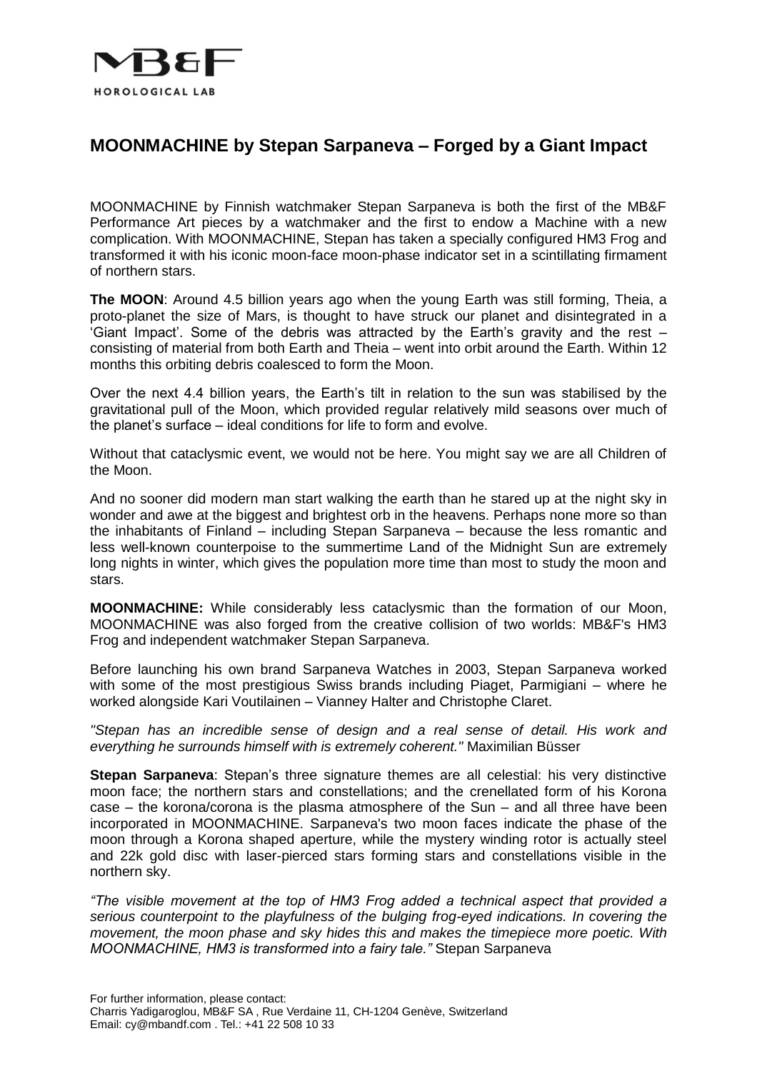MB&F

HOROLOGICAL LAB

# MOONMACHINE by Stepan Sarpaneva – Forged by a Giant Impact

MOONMACHINE by Finnish watchmaker Stepan Sarpaneva is both the first of the MB&F Performance Art pieces by a watchmaker and the first to endow a Machine with a new complication. With MOONMACHINE, Stepan has taken a specially configured HM3 Frog and transformed it with his iconic moon-face moon-phase indicator set in a scintillating firmament of northern stars.

**The MOON**: Around 4.5 billion years ago when the young Earth was still forming, Theia, a proto-planet the size of Mars, is thought to have struck our planet and disintegrated in a 'Giant Impact'. Some of the debris was attracted by the Earth's gravity and the rest – consisting of material from both Earth and Theia – went into orbit around the Earth. Within 12 months this orbiting debris coalesced to form the Moon.

Over the next 4.4 billion years, the Earth's tilt in relation to the sun was stabilised by the gravitational pull of the Moon, which provided regular relatively mild seasons over much of the planet's surface – ideal conditions for life to form and evolve.

Without that cataclysmic event, we would not be here. You might say we are all Children of the Moon.

And no sooner did modern man start walking the earth than he stared up at the night sky in wonder and awe at the biggest and brightest orb in the heavens. Perhaps none more so than the inhabitants of Finland – including Stepan Sarpaneva – because the less romantic and less well-known counterpoise to the summertime Land of the Midnight Sun are extremely long nights in winter, which gives the population more time than most to study the moon and stars.

**MOONMACHINE:** While considerably less cataclysmic than the formation of our Moon, MOONMACHINE was also forged from the creative collision of two worlds: MB&F's HM3 Frog and independent watchmaker Stepan Sarpaneva.

Before launching his own brand Sarpaneva Watches in 2003, Stepan Sarpaneva worked with some of the most prestigious Swiss brands including Piaget, Parmigiani – where he worked alongside Kari Voutilainen – Vianney Halter and Christophe Claret.

*"Stepan has an incredible sense of design and a real sense of detail. His work and everything he surrounds himself with is extremely coherent."* Maximilian Büsser

**Stepan Sarpaneva**: Stepan's three signature themes are all celestial: his very distinctive moon face; the northern stars and constellations; and the crenellated form of his Korona case – the korona/corona is the plasma atmosphere of the Sun – and all three have been incorporated in MOONMACHINE. Sarpaneva's two moon faces indicate the phase of the moon through a Korona shaped aperture, while the mystery winding rotor is actually steel and 22k gold disc with laser-pierced stars forming stars and constellations visible in the northern sky.

*"The visible movement at the top of HM3 Frog added a technical aspect that provided a serious counterpoint to the playfulness of the bulging frog-eyed indications. In covering the movement, the moon phase and sky hides this and makes the timepiece more poetic. With MOONMACHINE, HM3 is transformed into a fairy tale."* Stepan Sarpaneva

For further information, please contact:
Charris Yadigaroglou, MB&F SA , Rue Verdaine 11, CH-1204 Genève, Switzerland
Email: cy@mbandf.com . Tel.: +41 22 508 10 33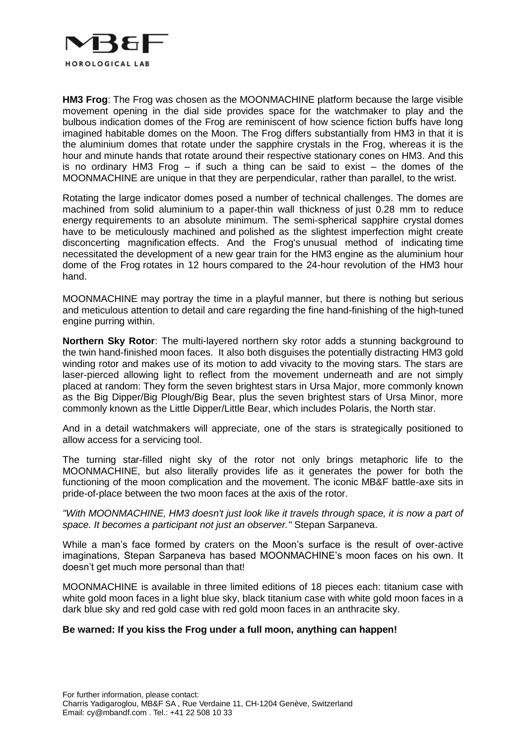**HM3 Frog**: The Frog was chosen as the MOONMACHINE platform because the large visible movement opening in the dial side provides space for the watchmaker to play and the bulbous indication domes of the Frog are reminiscent of how science fiction buffs have long imagined habitable domes on the Moon. The Frog differs substantially from HM3 in that it is the aluminium domes that rotate under the sapphire crystals in the Frog, whereas it is the hour and minute hands that rotate around their respective stationary cones on HM3. And this is no ordinary HM3 Frog – if such a thing can be said to exist – the domes of the MOONMACHINE are unique in that they are perpendicular, rather than parallel, to the wrist.

Rotating the large indicator domes posed a number of technical challenges. The domes are machined from solid aluminium to a paper-thin wall thickness of just 0.28 mm to reduce energy requirements to an absolute minimum. The semi-spherical sapphire crystal domes have to be meticulously machined and polished as the slightest imperfection might create disconcerting magnification effects. And the Frog's unusual method of indicating time necessitated the development of a new gear train for the HM3 engine as the aluminium hour dome of the Frog rotates in 12 hours compared to the 24-hour revolution of the HM3 hour hand.

MOONMACHINE may portray the time in a playful manner, but there is nothing but serious and meticulous attention to detail and care regarding the fine hand-finishing of the high-tuned engine purring within.

**Northern Sky Rotor**: The multi-layered northern sky rotor adds a stunning background to the twin hand-finished moon faces. It also both disguises the potentially distracting HM3 gold winding rotor and makes use of its motion to add vivacity to the moving stars. The stars are laser-pierced allowing light to reflect from the movement underneath and are not simply placed at random: They form the seven brightest stars in Ursa Major, more commonly known as the Big Dipper/Big Plough/Big Bear, plus the seven brightest stars of Ursa Minor, more commonly known as the Little Dipper/Little Bear, which includes Polaris, the North star.

And in a detail watchmakers will appreciate, one of the stars is strategically positioned to allow access for a servicing tool.

The turning star-filled night sky of the rotor not only brings metaphoric life to the MOONMACHINE, but also literally provides life as it generates the power for both the functioning of the moon complication and the movement. The iconic MB&F battle-axe sits in pride-of-place between the two moon faces at the axis of the rotor.

*"With MOONMACHINE, HM3 doesn't just look like it travels through space, it is now a part of space. It becomes a participant not just an observer."* Stepan Sarpaneva.

While a man's face formed by craters on the Moon's surface is the result of over-active imaginations, Stepan Sarpaneva has based MOONMACHINE's moon faces on his own. It doesn't get much more personal than that!

MOONMACHINE is available in three limited editions of 18 pieces each: titanium case with white gold moon faces in a light blue sky, black titanium case with white gold moon faces in a dark blue sky and red gold case with red gold moon faces in an anthracite sky.

**Be warned: If you kiss the Frog under a full moon, anything can happen!**

For further information, please contact:
Charris Yadigaroglou, MB&F SA , Rue Verdaine 11, CH-1204 Genève, Switzerland
Email: cy@mbandf.com . Tel.: +41 22 508 10 33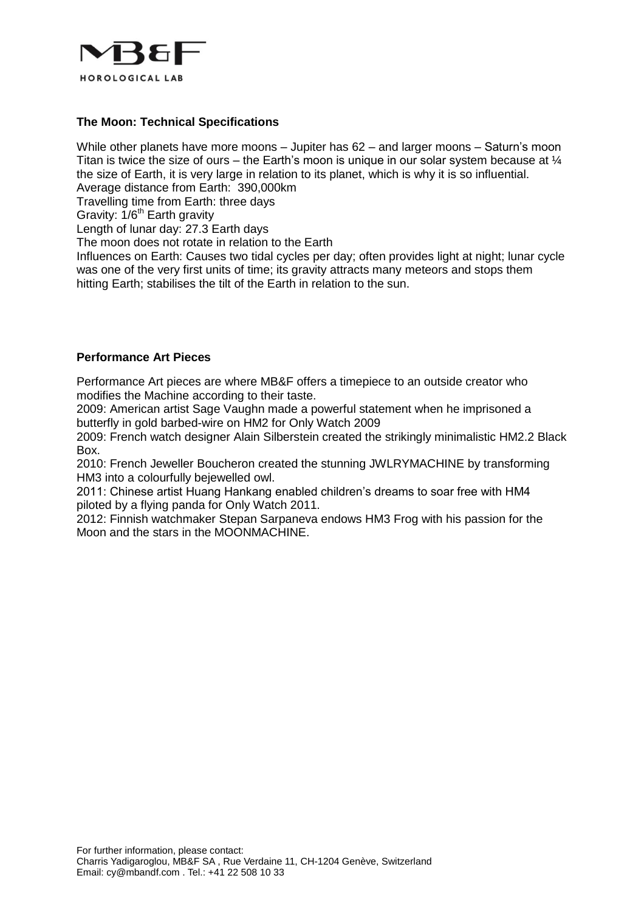### The Moon: Technical Specifications

While other planets have more moons – Jupiter has 62 – and larger moons – Saturn's moon Titan is twice the size of ours – the Earth's moon is unique in our solar system because at ¼ the size of Earth, it is very large in relation to its planet, which is why it is so influential.
Average distance from Earth: 390,000km
Travelling time from Earth: three days
Gravity: $1/6^{th}$ Earth gravity
Length of lunar day: 27.3 Earth days
The moon does not rotate in relation to the Earth
Influences on Earth: Causes two tidal cycles per day; often provides light at night; lunar cycle was one of the very first units of time; its gravity attracts many meteors and stops them hitting Earth; stabilises the tilt of the Earth in relation to the sun.

### Performance Art Pieces

Performance Art pieces are where MB&F offers a timepiece to an outside creator who modifies the Machine according to their taste.
2009: American artist Sage Vaughn made a powerful statement when he imprisoned a butterfly in gold barbed-wire on HM2 for Only Watch 2009
2009: French watch designer Alain Silberstein created the strikingly minimalistic HM2.2 Black Box.
2010: French Jeweller Boucheron created the stunning JWLRYMACHINE by transforming HM3 into a colourfully bejewelled owl.
2011: Chinese artist Huang Hankang enabled children's dreams to soar free with HM4 piloted by a flying panda for Only Watch 2011.
2012: Finnish watchmaker Stepan Sarpaneva endows HM3 Frog with his passion for the Moon and the stars in the MOONMACHINE.

For further information, please contact:
Charris Yadigaroglou, MB&F SA , Rue Verdaine 11, CH-1204 Genève, Switzerland
Email: cy@mbandf.com . Tel.: +41 22 508 10 33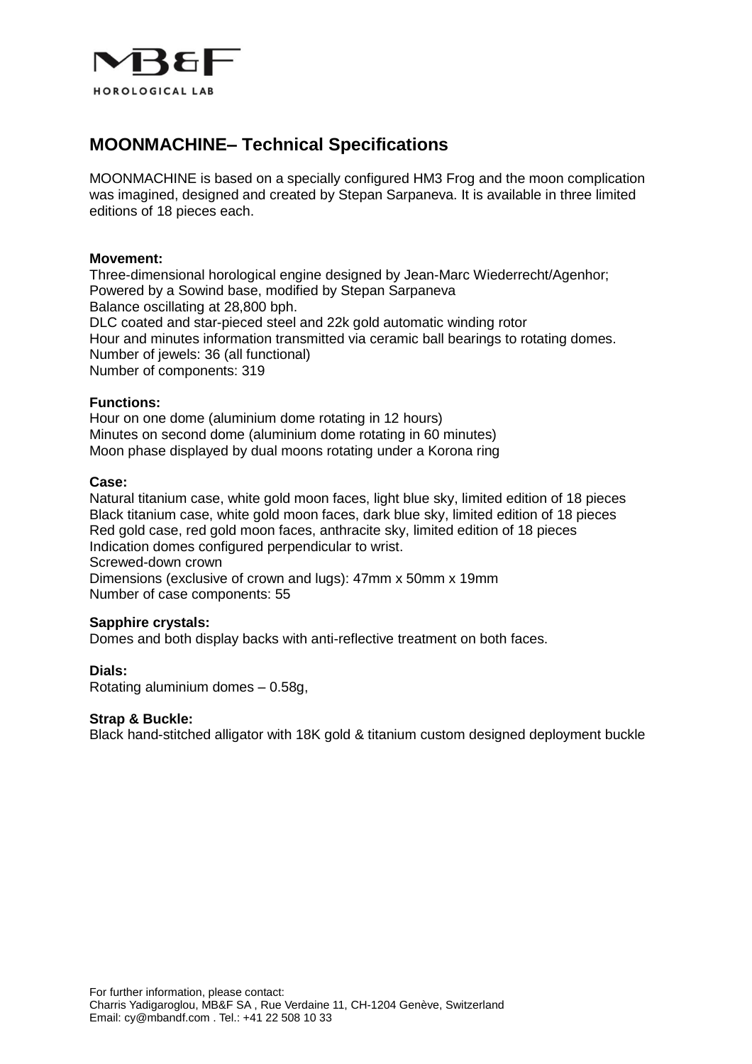MB&F

HOROLOGICAL LAB

## MOONMACHINE– Technical Specifications

MOONMACHINE is based on a specially configured HM3 Frog and the moon complication was imagined, designed and created by Stepan Sarpaneva. It is available in three limited editions of 18 pieces each.

**Movement:**
Three-dimensional horological engine designed by Jean-Marc Wiederrecht/Agenhor;
Powered by a Sowind base, modified by Stepan Sarpaneva
Balance oscillating at 28,800 bph.
DLC coated and star-pieced steel and 22k gold automatic winding rotor
Hour and minutes information transmitted via ceramic ball bearings to rotating domes.
Number of jewels: 36 (all functional)
Number of components: 319

**Functions:**
Hour on one dome (aluminium dome rotating in 12 hours)
Minutes on second dome (aluminium dome rotating in 60 minutes)
Moon phase displayed by dual moons rotating under a Korona ring

**Case:**
Natural titanium case, white gold moon faces, light blue sky, limited edition of 18 pieces
Black titanium case, white gold moon faces, dark blue sky, limited edition of 18 pieces
Red gold case, red gold moon faces, anthracite sky, limited edition of 18 pieces
Indication domes configured perpendicular to wrist.
Screwed-down crown
Dimensions (exclusive of crown and lugs): 47mm x 50mm x 19mm
Number of case components: 55

**Sapphire crystals:**
Domes and both display backs with anti-reflective treatment on both faces.

**Dials:**
Rotating aluminium domes – 0.58g,

**Strap & Buckle:**
Black hand-stitched alligator with 18K gold & titanium custom designed deployment buckle

For further information, please contact:
Charris Yadigaroglou, MB&F SA , Rue Verdaine 11, CH-1204 Genève, Switzerland
Email: cy@mbandf.com . Tel.: +41 22 508 10 33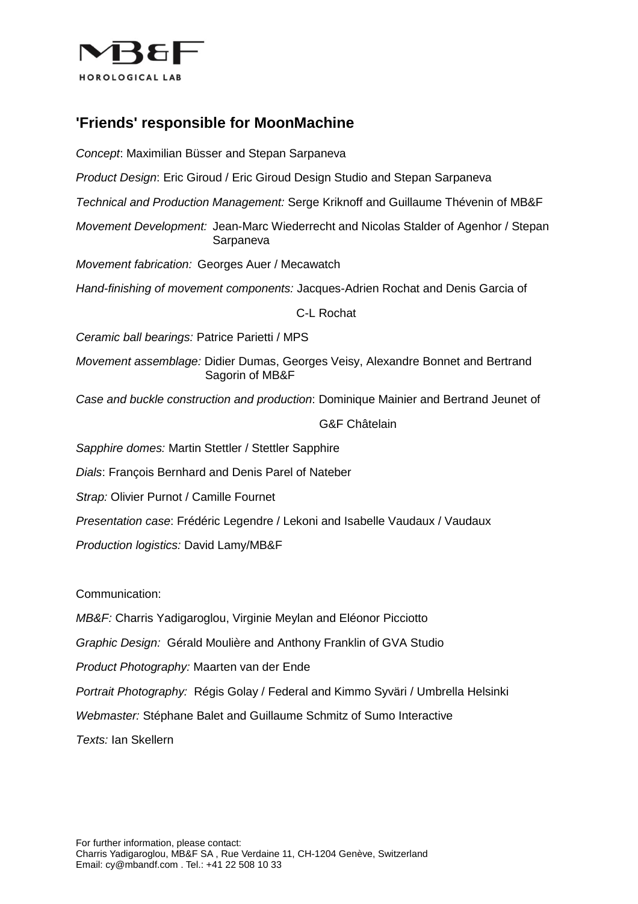## 'Friends' responsible for MoonMachine

*Concept*: Maximilian Büsser and Stepan Sarpaneva

*Product Design*: Eric Giroud / Eric Giroud Design Studio and Stepan Sarpaneva

*Technical and Production Management:* Serge Kriknoff and Guillaume Thévenin of MB&F

*Movement Development:* Jean-Marc Wiederrecht and Nicolas Stalder of Agenhor / Stepan Sarpaneva

*Movement fabrication:* Georges Auer / Mecawatch

*Hand-finishing of movement components:* Jacques-Adrien Rochat and Denis Garcia of C-L Rochat

*Ceramic ball bearings:* Patrice Parietti / MPS

*Movement assemblage:* Didier Dumas, Georges Veisy, Alexandre Bonnet and Bertrand Sagorin of MB&F

*Case and buckle construction and production*: Dominique Mainier and Bertrand Jeunet of G&F Châtelain

*Sapphire domes:* Martin Stettler / Stettler Sapphire

*Dials*: François Bernhard and Denis Parel of Nateber

*Strap:* Olivier Purnot / Camille Fournet

*Presentation case*: Frédéric Legendre / Lekoni and Isabelle Vaudaux / Vaudaux

*Production logistics:* David Lamy/MB&F

Communication:

*MB&F:* Charris Yadigaroglou, Virginie Meylan and Eléonor Picciotto

*Graphic Design:* Gérald Moulière and Anthony Franklin of GVA Studio

*Product Photography:* Maarten van der Ende

*Portrait Photography:* Régis Golay / Federal and Kimmo Syväri / Umbrella Helsinki

*Webmaster:* Stéphane Balet and Guillaume Schmitz of Sumo Interactive

*Texts:* Ian Skellern

For further information, please contact:
Charris Yadigaroglou, MB&F SA , Rue Verdaine 11, CH-1204 Genève, Switzerland
Email: cy@mbandf.com . Tel.: +41 22 508 10 33